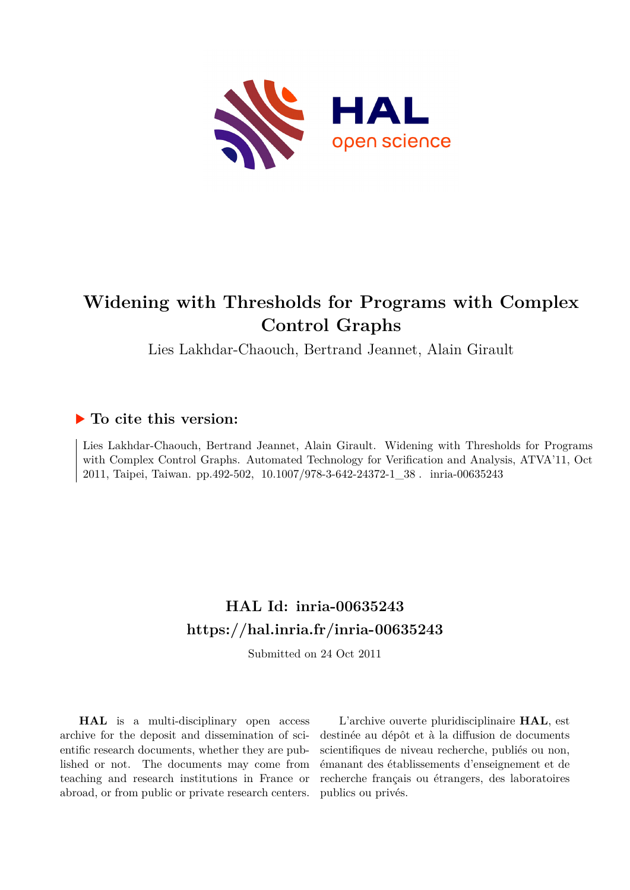# Widening with Thresholds for Programs with Complex Control Graphs

Lies Lakhdar-Chaouch, Bertrand Jeannet, Alain Girault

## ▶ To cite this version:

Lies Lakhdar-Chaouch, Bertrand Jeannet, Alain Girault. Widening with Thresholds for Programs with Complex Control Graphs. Automated Technology for Verification and Analysis, ATVA'11, Oct 2011, Taipei, Taiwan. pp.492-502, 10.1007/978-3-642-24372-1_38 . inria-00635243

## HAL Id: inria-00635243
## https://hal.inria.fr/inria-00635243

Submitted on 24 Oct 2011

**HAL** is a multi-disciplinary open access archive for the deposit and dissemination of scientific research documents, whether they are published or not. The documents may come from teaching and research institutions in France or abroad, or from public or private research centers.

L'archive ouverte pluridisciplinaire **HAL**, est destinée au dépôt et à la diffusion de documents scientifiques de niveau recherche, publiés ou non, émanant des établissements d'enseignement et de recherche français ou étrangers, des laboratoires publics ou privés.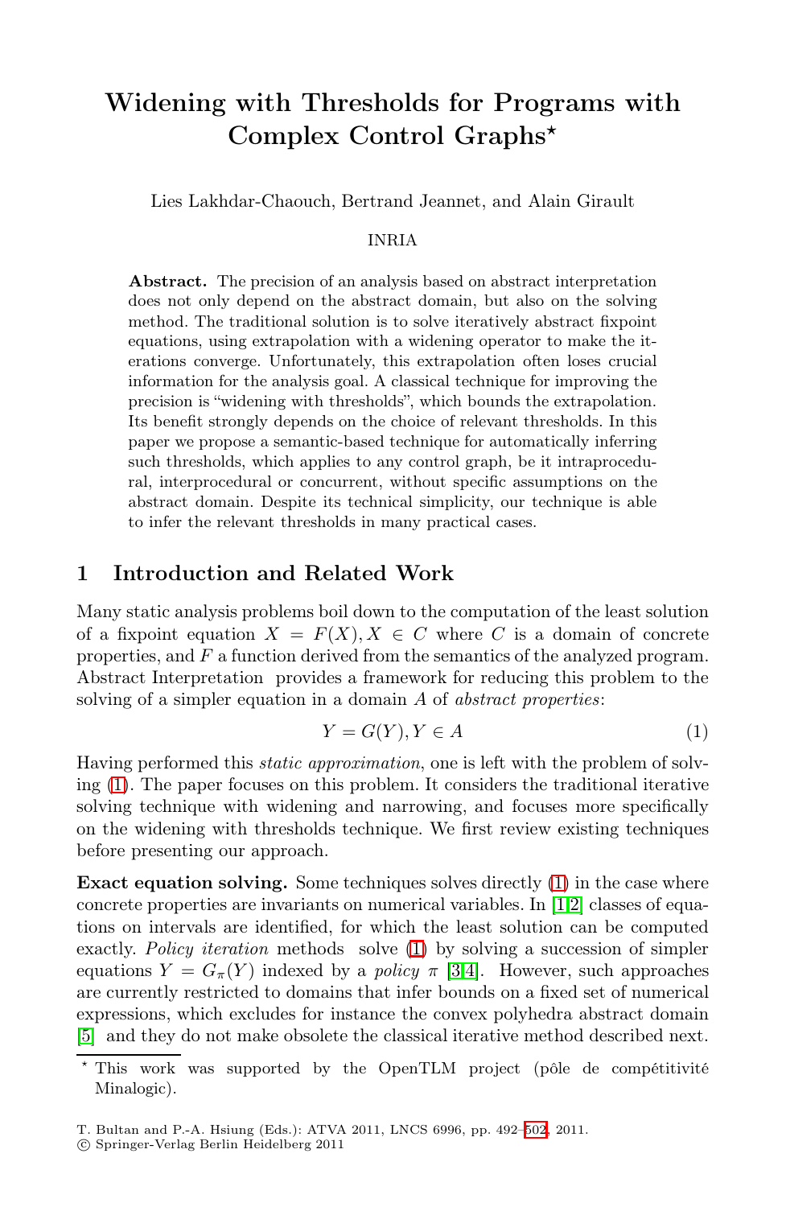# Widening with Thresholds for Programs with Complex Control Graphs*

Lies Lakhdar-Chaouch, Bertrand Jeannet, and Alain Girault

INRIA

**Abstract.** The precision of an analysis based on abstract interpretation does not only depend on the abstract domain, but also on the solving method. The traditional solution is to solve iteratively abstract fixpoint equations, using extrapolation with a widening operator to make the iterations converge. Unfortunately, this extrapolation often loses crucial information for the analysis goal. A classical technique for improving the precision is "widening with thresholds", which bounds the extrapolation. Its benefit strongly depends on the choice of relevant thresholds. In this paper we propose a semantic-based technique for automatically inferring such thresholds, which applies to any control graph, be it intraprocedural, interprocedural or concurrent, without specific assumptions on the abstract domain. Despite its technical simplicity, our technique is able to infer the relevant thresholds in many practical cases.

## 1 Introduction and Related Work

Many static analysis problems boil down to the computation of the least solution of a fixpoint equation $X = F(X), X \in C$ where $C$ is a domain of concrete properties, and $F$ a function derived from the semantics of the analyzed program. Abstract Interpretation provides a framework for reducing this problem to the solving of a simpler equation in a domain $A$ of *abstract properties*:

$$Y = G(Y), Y \in A \tag{1}$$

Having performed this *static approximation*, one is left with the problem of solving (1). The paper focuses on this problem. It considers the traditional iterative solving technique with widening and narrowing, and focuses more specifically on the widening with thresholds technique. We first review existing techniques before presenting our approach.

**Exact equation solving.** Some techniques solves directly (1) in the case where concrete properties are invariants on numerical variables. In [1,2] classes of equations on intervals are identified, for which the least solution can be computed exactly. *Policy iteration* methods solve (1) by solving a succession of simpler equations $Y = G_\pi(Y)$ indexed by a *policy* $\pi$ [3,4]. However, such approaches are currently restricted to domains that infer bounds on a fixed set of numerical expressions, which excludes for instance the convex polyhedra abstract domain [5] and they do not make obsolete the classical iterative method described next.

* This work was supported by the OpenTLM project (pôle de compétitivité Minalogic).

T. Bultan and P.-A. Hsiung (Eds.): ATVA 2011, LNCS 6996, pp. 492–502, 2011.
© Springer-Verlag Berlin Heidelberg 2011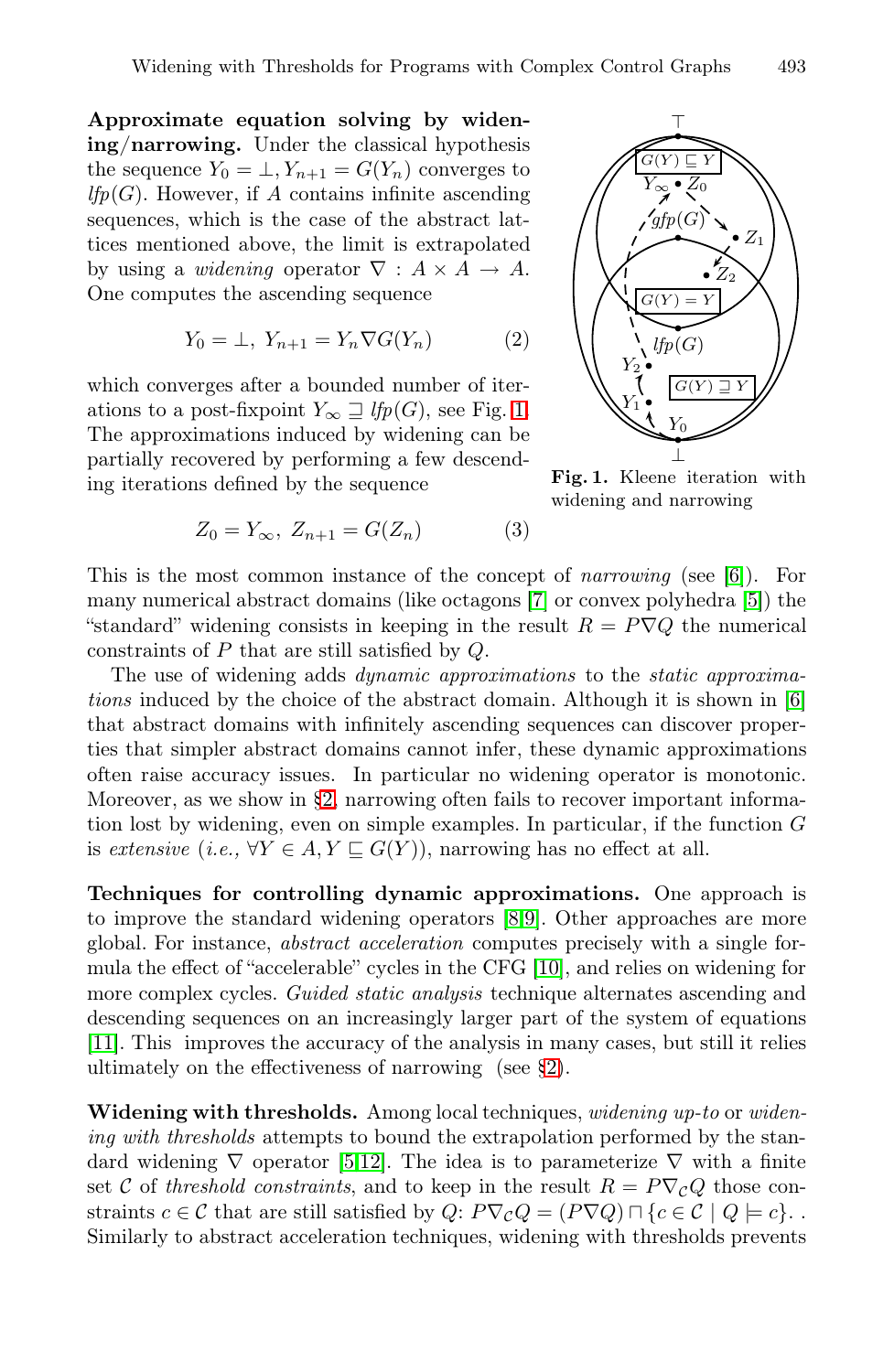**Approximate equation solving by widening/narrowing.** Under the classical hypothesis the sequence $Y_0 = \bot, Y_{n+1} = G(Y_n)$ converges to $\mathit{lfp}(G)$. However, if $A$ contains infinite ascending sequences, which is the case of the abstract lattices mentioned above, the limit is extrapolated by using a *widening* operator $\nabla : A \times A \rightarrow A$. One computes the ascending sequence

$$Y_0 = \bot,\ Y_{n+1} = Y_n \nabla G(Y_n) \qquad (2)$$

which converges after a bounded number of iterations to a post-fixpoint $Y_\infty \sqsupseteq \mathit{lfp}(G)$, see Fig. 1. The approximations induced by widening can be partially recovered by performing a few descending iterations defined by the sequence

$$Z_0 = Y_\infty,\ Z_{n+1} = G(Z_n) \qquad (3)$$

Fig. 1. Kleene iteration with widening and narrowing

This is the most common instance of the concept of *narrowing* (see [6]). For many numerical abstract domains (like octagons [7] or convex polyhedra [5]) the "standard" widening consists in keeping in the result $R = P \nabla Q$ the numerical constraints of $P$ that are still satisfied by $Q$.

The use of widening adds *dynamic approximations* to the *static approximations* induced by the choice of the abstract domain. Although it is shown in [6] that abstract domains with infinitely ascending sequences can discover properties that simpler abstract domains cannot infer, these dynamic approximations often raise accuracy issues. In particular no widening operator is monotonic. Moreover, as we show in §2, narrowing often fails to recover important information lost by widening, even on simple examples. In particular, if the function $G$ is *extensive* (*i.e.,* $\forall Y \in A, Y \sqsubseteq G(Y)$), narrowing has no effect at all.

**Techniques for controlling dynamic approximations.** One approach is to improve the standard widening operators [8,9]. Other approaches are more global. For instance, *abstract acceleration* computes precisely with a single formula the effect of "accelerable" cycles in the CFG [10], and relies on widening for more complex cycles. *Guided static analysis* technique alternates ascending and descending sequences on an increasingly larger part of the system of equations [11]. This improves the accuracy of the analysis in many cases, but still it relies ultimately on the effectiveness of narrowing (see §2).

**Widening with thresholds.** Among local techniques, *widening up-to* or *widening with thresholds* attempts to bound the extrapolation performed by the standard widening $\nabla$ operator [5,12]. The idea is to parameterize $\nabla$ with a finite set $\mathcal{C}$ of *threshold constraints*, and to keep in the result $R = P \nabla_{\mathcal{C}} Q$ those constraints $c \in \mathcal{C}$ that are still satisfied by $Q$: $P \nabla_{\mathcal{C}} Q = (P \nabla Q) \sqcap \{c \in \mathcal{C} \mid Q \models c\}$. . Similarly to abstract acceleration techniques, widening with thresholds prevents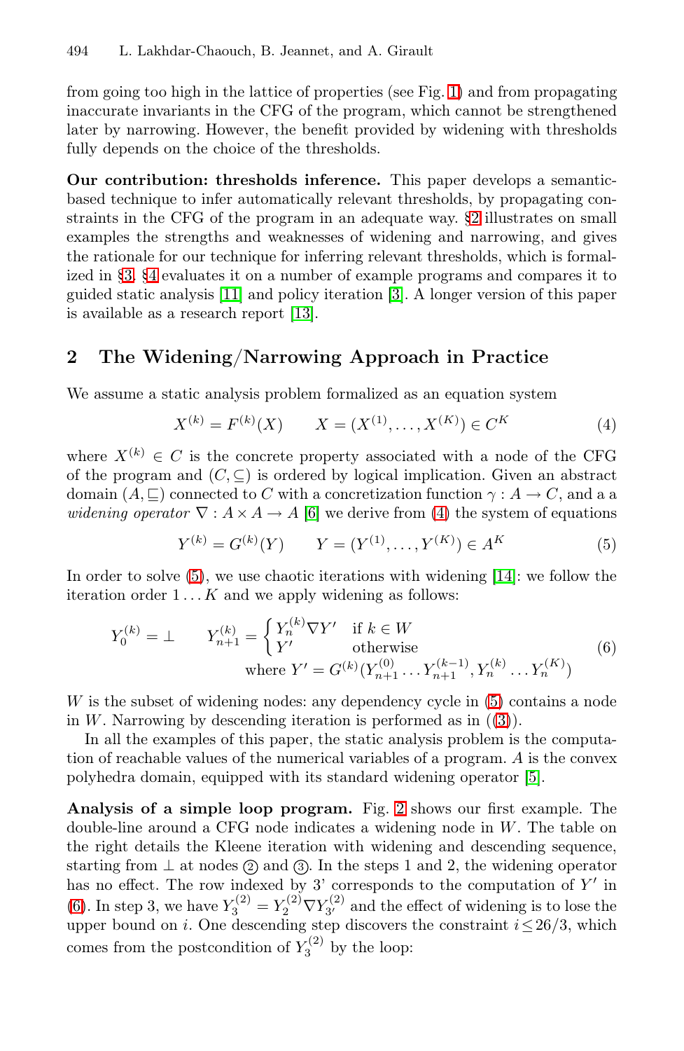from going too high in the lattice of properties (see Fig. 1) and from propagating inaccurate invariants in the CFG of the program, which cannot be strengthened later by narrowing. However, the benefit provided by widening with thresholds fully depends on the choice of the thresholds.

**Our contribution: thresholds inference.** This paper develops a semantic-based technique to infer automatically relevant thresholds, by propagating constraints in the CFG of the program in an adequate way. §2 illustrates on small examples the strengths and weaknesses of widening and narrowing, and gives the rationale for our technique for inferring relevant thresholds, which is formalized in §3. §4 evaluates it on a number of example programs and compares it to guided static analysis [11] and policy iteration [3]. A longer version of this paper is available as a research report [13].

## 2 The Widening/Narrowing Approach in Practice

We assume a static analysis problem formalized as an equation system

$$X^{(k)} = F^{(k)}(X) \qquad X = (X^{(1)}, \ldots, X^{(K)}) \in C^K \tag{4}$$

where $X^{(k)} \in C$ is the concrete property associated with a node of the CFG of the program and $(C, \subseteq)$ is ordered by logical implication. Given an abstract domain $(A, \sqsubseteq)$ connected to $C$ with a concretization function $\gamma : A \to C$, and a a *widening operator* $\nabla : A \times A \to A$ [6] we derive from (4) the system of equations

$$Y^{(k)} = G^{(k)}(Y) \qquad Y = (Y^{(1)}, \ldots, Y^{(K)}) \in A^K \tag{5}$$

In order to solve (5), we use chaotic iterations with widening [14]: we follow the iteration order $1 \ldots K$ and we apply widening as follows:

$$Y_0^{(k)} = \bot \qquad Y_{n+1}^{(k)} = \begin{cases} Y_n^{(k)} \nabla Y' & \text{if } k \in W \\ Y' & \text{otherwise} \end{cases} \qquad \text{where } Y' = G^{(k)}(Y_{n+1}^{(0)} \ldots Y_{n+1}^{(k-1)}, Y_n^{(k)} \ldots Y_n^{(K)}) \tag{6}$$

$W$ is the subset of widening nodes: any dependency cycle in (5) contains a node in $W$. Narrowing by descending iteration is performed as in ((3)).

In all the examples of this paper, the static analysis problem is the computation of reachable values of the numerical variables of a program. $A$ is the convex polyhedra domain, equipped with its standard widening operator [5].

**Analysis of a simple loop program.** Fig. 2 shows our first example. The double-line around a CFG node indicates a widening node in $W$. The table on the right details the Kleene iteration with widening and descending sequence, starting from $\bot$ at nodes ② and ③. In the steps 1 and 2, the widening operator has no effect. The row indexed by 3' corresponds to the computation of $Y'$ in (6). In step 3, we have $Y_3^{(2)} = Y_2^{(2)} \nabla Y_{3'}^{(2)}$ and the effect of widening is to lose the upper bound on $i$. One descending step discovers the constraint $i \leq 26/3$, which comes from the postcondition of $Y_3^{(2)}$ by the loop: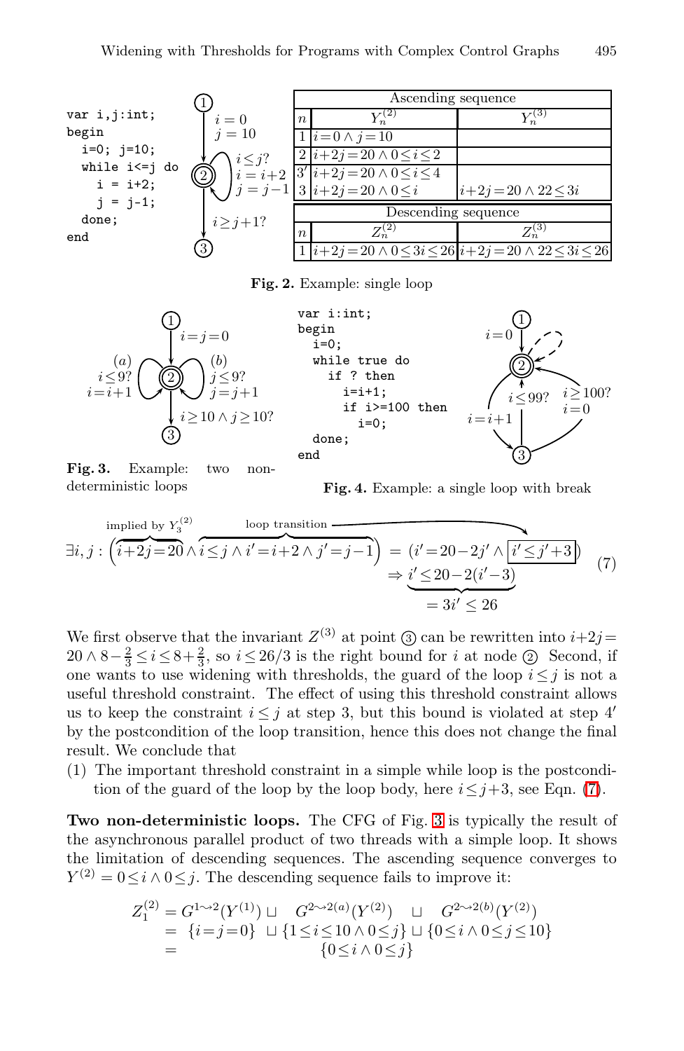```
var i,j:int;
begin
  i=0; j=10;
  while i<=j do
    i = i+2;
    j = j-1;
  done;
end
```

| Ascending sequence | | |
|---|---|---|
| $n$ | $Y_n^{(2)}$ | $Y_n^{(3)}$ |
| 1 | $i=0 \wedge j=10$ | |
| 2 | $i+2j=20 \wedge 0 \leq i \leq 2$ | |
| 3' | $i+2j=20 \wedge 0 \leq i \leq 4$ | |
| 3 | $i+2j=20 \wedge 0 \leq i$ | $i+2j=20 \wedge 22 \leq 3i$ |

| Descending sequence | | |
|---|---|---|
| $n$ | $Z_n^{(2)}$ | $Z_n^{(3)}$ |
| 1 | $i+2j=20 \wedge 0 \leq 3i \leq 26$ | $i+2j=20 \wedge 22 \leq 3i \leq 26$ |

**Fig. 2.** Example: single loop

**Fig. 3.** Example: two non-deterministic loops

```
var i:int;
begin
  i=0;
  while true do
    if ? then
      i=i+1;
      if i>=100 then
        i=0;
  done;
end
```

**Fig. 4.** Example: a single loop with break

$$\exists i,j : (\overbrace{i+2j=20}^{\text{implied by } Y_3^{(2)}} \wedge \overbrace{i \leq j \wedge i'=i+2 \wedge j'=j-1}^{\text{loop transition}}) = (i'=20-2j' \wedge \boxed{i' \leq j'+3}) \quad (7)$$
$$\Rightarrow \underbrace{i' \leq 20-2(i'-3)}_{=\,3i' \,\leq\, 26}$$

We first observe that the invariant $Z^{(3)}$ at point ③ can be rewritten into $i+2j = 20 \wedge 8-\frac{2}{3} \leq i \leq 8+\frac{2}{3}$, so $i \leq 26/3$ is the right bound for $i$ at node ② Second, if one wants to use widening with thresholds, the guard of the loop $i \leq j$ is not a useful threshold constraint. The effect of using this threshold constraint allows us to keep the constraint $i \leq j$ at step 3, but this bound is violated at step 4′ by the postcondition of the loop transition, hence this does not change the final result. We conclude that

(1) The important threshold constraint in a simple while loop is the postcondition of the guard of the loop by the loop body, here $i \leq j+3$, see Eqn. (7).

**Two non-deterministic loops.** The CFG of Fig. 3 is typically the result of the asynchronous parallel product of two threads with a simple loop. It shows the limitation of descending sequences. The ascending sequence converges to $Y^{(2)} = 0 \leq i \wedge 0 \leq j$. The descending sequence fails to improve it:

$$\begin{aligned} Z_1^{(2)} &= G^{1 \leadsto 2}(Y^{(1)}) \sqcup \quad G^{2 \leadsto 2(a)}(Y^{(2)}) \quad \sqcup \quad G^{2 \leadsto 2(b)}(Y^{(2)}) \\ &= \{i=j=0\} \sqcup \{1 \leq i \leq 10 \wedge 0 \leq j\} \sqcup \{0 \leq i \wedge 0 \leq j \leq 10\} \\ &= \{0 \leq i \wedge 0 \leq j\} \end{aligned}$$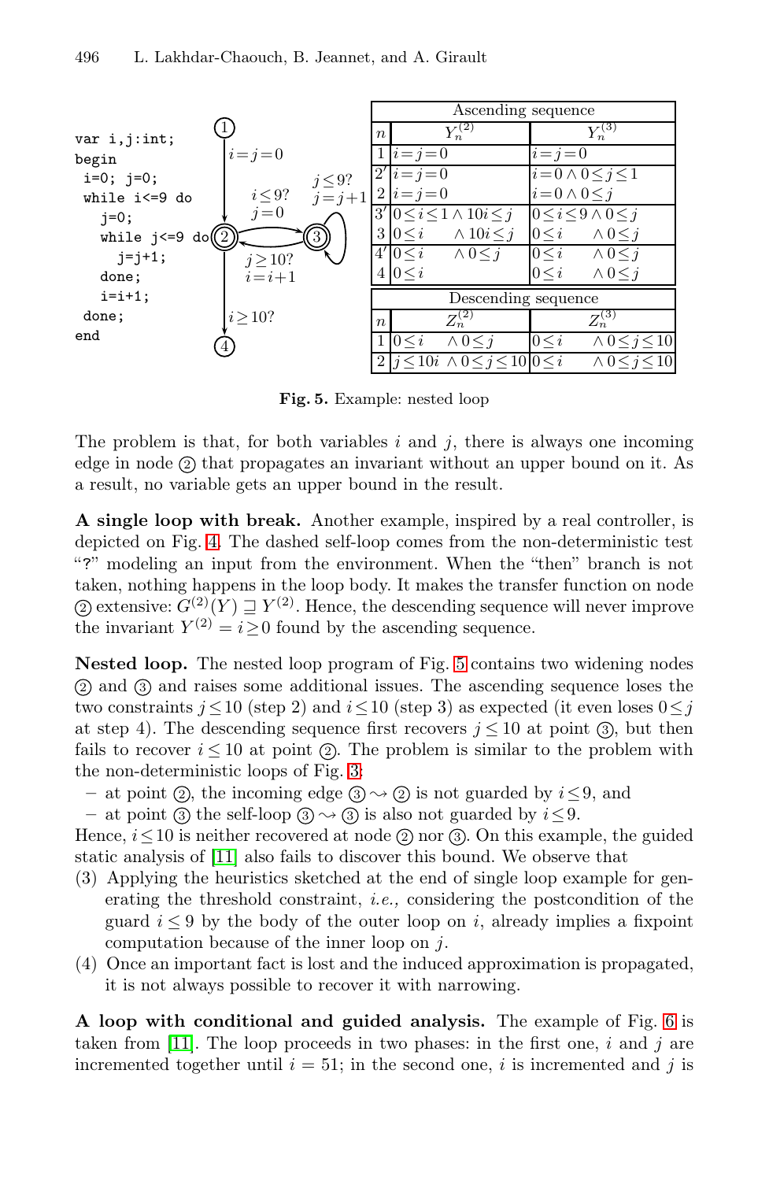```
var i,j:int;
begin
 i=0; j=0;
 while i<=9 do
   j=0;
   while j<=9 do
     j=j+1;
   done;
   i=i+1;
 done;
end
```

| Ascending sequence | | |
|---|---|---|
| $n$ | $Y_n^{(2)}$ | $Y_n^{(3)}$ |
| 1 | $i=j=0$ | $i=j=0$ |
| 2′ | $i=j=0$ | $i=0 \wedge 0 \leq j \leq 1$ |
| 2 | $i=j=0$ | $i=0 \wedge 0 \leq j$ |
| 3′ | $0 \leq i \leq 1 \wedge 10i \leq j$ | $0 \leq i \leq 9 \wedge 0 \leq j$ |
| 3 | $0 \leq i \quad \wedge 10i \leq j$ | $0 \leq i \quad \wedge 0 \leq j$ |
| 4′ | $0 \leq i \quad \wedge 0 \leq j$ | $0 \leq i \quad \wedge 0 \leq j$ |
| 4 | $0 \leq i$ | $0 \leq i \quad \wedge 0 \leq j$ |

| Descending sequence | | |
|---|---|---|
| $n$ | $Z_n^{(2)}$ | $Z_n^{(3)}$ |
| 1 | $0 \leq i \quad \wedge 0 \leq j$ | $0 \leq i \quad \wedge 0 \leq j \leq 10$ |
| 2 | $j \leq 10i \wedge 0 \leq j \leq 10$ | $0 \leq i \quad \wedge 0 \leq j \leq 10$ |

**Fig. 5.** Example: nested loop

The problem is that, for both variables $i$ and $j$, there is always one incoming edge in node ② that propagates an invariant without an upper bound on it. As a result, no variable gets an upper bound in the result.

**A single loop with break.** Another example, inspired by a real controller, is depicted on Fig. 4. The dashed self-loop comes from the non-deterministic test "?" modeling an input from the environment. When the "then" branch is not taken, nothing happens in the loop body. It makes the transfer function on node ② extensive: $G^{(2)}(Y) \sqsupseteq Y^{(2)}$. Hence, the descending sequence will never improve the invariant $Y^{(2)} = i \geq 0$ found by the ascending sequence.

**Nested loop.** The nested loop program of Fig. 5 contains two widening nodes ② and ③ and raises some additional issues. The ascending sequence loses the two constraints $j \leq 10$ (step 2) and $i \leq 10$ (step 3) as expected (it even loses $0 \leq j$ at step 4). The descending sequence first recovers $j \leq 10$ at point ③, but then fails to recover $i \leq 10$ at point ②. The problem is similar to the problem with the non-deterministic loops of Fig. 3:

- at point ②, the incoming edge ③ $\rightsquigarrow$ ② is not guarded by $i \leq 9$, and
- at point ③ the self-loop ③ $\rightsquigarrow$ ③ is also not guarded by $i \leq 9$.

Hence, $i \leq 10$ is neither recovered at node ② nor ③. On this example, the guided static analysis of [11] also fails to discover this bound. We observe that

(3) Applying the heuristics sketched at the end of single loop example for generating the threshold constraint, *i.e.,* considering the postcondition of the guard $i \leq 9$ by the body of the outer loop on $i$, already implies a fixpoint computation because of the inner loop on $j$.

(4) Once an important fact is lost and the induced approximation is propagated, it is not always possible to recover it with narrowing.

**A loop with conditional and guided analysis.** The example of Fig. 6 is taken from [11]. The loop proceeds in two phases: in the first one, $i$ and $j$ are incremented together until $i = 51$; in the second one, $i$ is incremented and $j$ is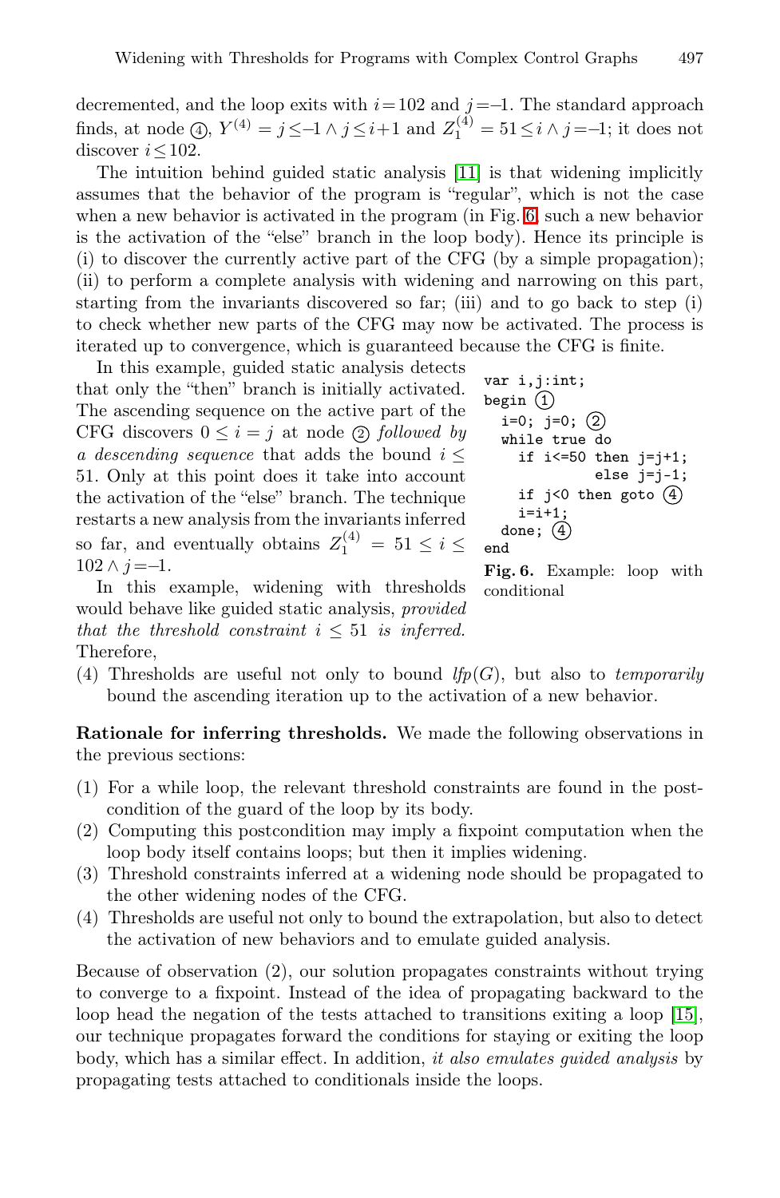decremented, and the loop exits with $i = 102$ and $j = -1$. The standard approach finds, at node ④, $Y^{(4)} = j \leq -1 \wedge j \leq i+1$ and $Z_1^{(4)} = 51 \leq i \wedge j = -1$; it does not discover $i \leq 102$.

The intuition behind guided static analysis [11] is that widening implicitly assumes that the behavior of the program is "regular", which is not the case when a new behavior is activated in the program (in Fig. 6, such a new behavior is the activation of the "else" branch in the loop body). Hence its principle is (i) to discover the currently active part of the CFG (by a simple propagation); (ii) to perform a complete analysis with widening and narrowing on this part, starting from the invariants discovered so far; (iii) and to go back to step (i) to check whether new parts of the CFG may now be activated. The process is iterated up to convergence, which is guaranteed because the CFG is finite.

In this example, guided static analysis detects that only the "then" branch is initially activated. The ascending sequence on the active part of the CFG discovers $0 \leq i = j$ at node ② *followed by a descending sequence* that adds the bound $i \leq 51$. Only at this point does it take into account the activation of the "else" branch. The technique restarts a new analysis from the invariants inferred so far, and eventually obtains $Z_1^{(4)} = 51 \leq i \leq 102 \wedge j = -1$.

```
var i,j:int;
begin ①
  i=0; j=0; ②
  while true do
    if i<=50 then j=j+1;
             else j=j-1;
    if j<0 then goto ④
    i=i+1;
  done; ④
end
```

**Fig. 6.** Example: loop with conditional

In this example, widening with thresholds would behave like guided static analysis, *provided that the threshold constraint $i \leq 51$ is inferred.* Therefore,

(4) Thresholds are useful not only to bound *lfp*($G$), but also to *temporarily* bound the ascending iteration up to the activation of a new behavior.

**Rationale for inferring thresholds.** We made the following observations in the previous sections:

(1) For a while loop, the relevant threshold constraints are found in the post-condition of the guard of the loop by its body.
(2) Computing this postcondition may imply a fixpoint computation when the loop body itself contains loops; but then it implies widening.
(3) Threshold constraints inferred at a widening node should be propagated to the other widening nodes of the CFG.
(4) Thresholds are useful not only to bound the extrapolation, but also to detect the activation of new behaviors and to emulate guided analysis.

Because of observation (2), our solution propagates constraints without trying to converge to a fixpoint. Instead of the idea of propagating backward to the loop head the negation of the tests attached to transitions exiting a loop [15], our technique propagates forward the conditions for staying or exiting the loop body, which has a similar effect. In addition, *it also emulates guided analysis* by propagating tests attached to conditionals inside the loops.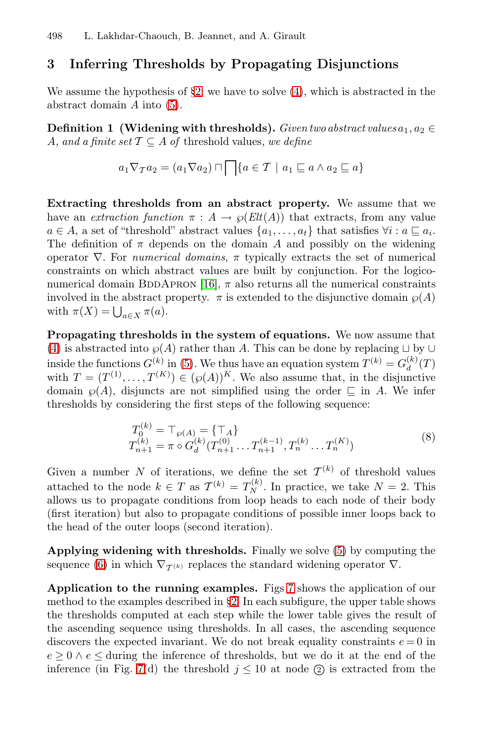## 3 Inferring Thresholds by Propagating Disjunctions

We assume the hypothesis of §2: we have to solve (4), which is abstracted in the abstract domain $A$ into (5).

**Definition 1 (Widening with thresholds).** *Given two abstract values $a_1, a_2 \in A$, and a finite set $\mathcal{T} \subseteq A$ of* threshold values, *we define*

$$a_1 \nabla_{\mathcal{T}} a_2 = (a_1 \nabla a_2) \sqcap \bigsqcap \{a \in \mathcal{T} \mid a_1 \sqsubseteq a \wedge a_2 \sqsubseteq a\}$$

**Extracting thresholds from an abstract property.** We assume that we have an *extraction function* $\pi : A \to \wp(Elt(A))$ that extracts, from any value $a \in A$, a set of "threshold" abstract values $\{a_1, \ldots, a_t\}$ that satisfies $\forall i : a \sqsubseteq a_i$. The definition of $\pi$ depends on the domain $A$ and possibly on the widening operator $\nabla$. For *numerical domains*, $\pi$ typically extracts the set of numerical constraints on which abstract values are built by conjunction. For the logico-numerical domain BddApron [16], $\pi$ also returns all the numerical constraints involved in the abstract property. $\pi$ is extended to the disjunctive domain $\wp(A)$ with $\pi(X) = \bigcup_{a \in X} \pi(a)$.

**Propagating thresholds in the system of equations.** We now assume that (4) is abstracted into $\wp(A)$ rather than $A$. This can be done by replacing $\sqcup$ by $\cup$ inside the functions $G^{(k)}$ in (5). We thus have an equation system $T^{(k)} = G_d^{(k)}(T)$ with $T = (T^{(1)}, \ldots, T^{(K)}) \in (\wp(A))^K$. We also assume that, in the disjunctive domain $\wp(A)$, disjuncts are not simplified using the order $\sqsubseteq$ in $A$. We infer thresholds by considering the first steps of the following sequence:

$$\begin{aligned} T_0^{(k)} &= \top_{\wp(A)} = \{\top_A\} \\ T_{n+1}^{(k)} &= \pi \circ G_d^{(k)}(T_{n+1}^{(0)} \ldots T_{n+1}^{(k-1)}, T_n^{(k)} \ldots T_n^{(K)}) \end{aligned} \tag{8}$$

Given a number $N$ of iterations, we define the set $\mathcal{T}^{(k)}$ of threshold values attached to the node $k \in T$ as $\mathcal{T}^{(k)} = T_N^{(k)}$. In practice, we take $N = 2$. This allows us to propagate conditions from loop heads to each node of their body (first iteration) but also to propagate conditions of possible inner loops back to the head of the outer loops (second iteration).

**Applying widening with thresholds.** Finally we solve (5) by computing the sequence (6) in which $\nabla_{\mathcal{T}^{(k)}}$ replaces the standard widening operator $\nabla$.

**Application to the running examples.** Figs 7 shows the application of our method to the examples described in §2. In each subfigure, the upper table shows the thresholds computed at each step while the lower table gives the result of the ascending sequence using thresholds. In all cases, the ascending sequence discovers the expected invariant. We do not break equality constraints $e = 0$ in $e \geq 0 \wedge e \leq$ during the inference of thresholds, but we do it at the end of the inference (in Fig. 7(d) the threshold $j \leq 10$ at node ② is extracted from the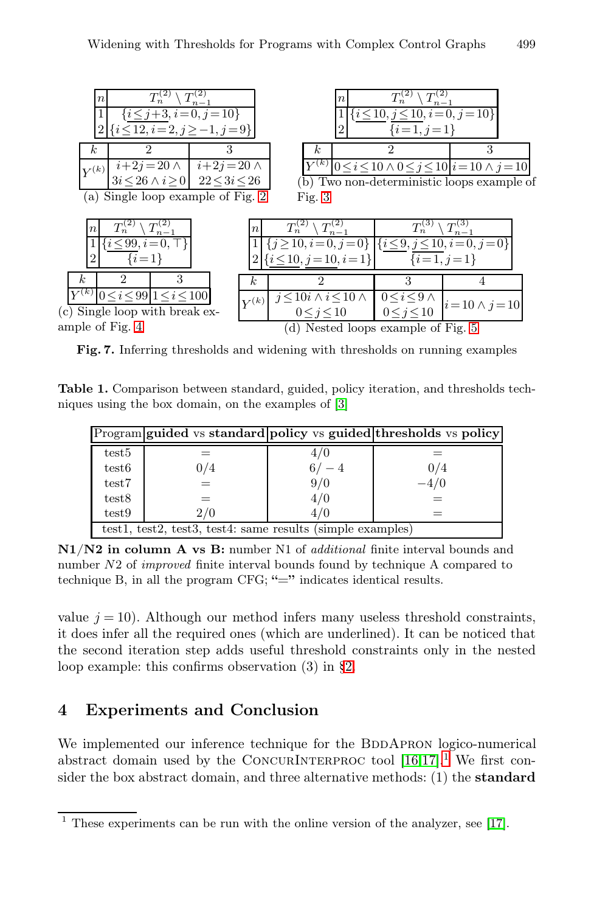| $n$ | $T_n^{(2)} \setminus T_{n-1}^{(2)}$ |
|---|---|
| 1 | $\{\underline{i \leq j+3}, i=0, j=10\}$ |
| 2 | $\{i \leq 12, i=2, j \geq -1, j=9\}$ |

| $k$ | 2 | 3 |
|---|---|---|
| $Y^{(k)}$ | $i+2j=20 \wedge 3i \leq 26 \wedge i \geq 0$ | $i+2j=20 \wedge 22 \leq 3i \leq 26$ |

(a) Single loop example of Fig. 2

| $n$ | $T_n^{(2)} \setminus T_{n-1}^{(2)}$ |
|---|---|
| 1 | $\{\underline{i \leq 10}, \underline{j \leq 10}, i=0, j=10\}$ |
| 2 | $\{i=1, j=1\}$ |

| $k$ | 2 | 3 |
|---|---|---|
| $Y^{(k)}$ | $0 \leq i \leq 10 \wedge 0 \leq j \leq 10$ | $i=10 \wedge j=10$ |

(b) Two non-deterministic loops example of Fig. 3

| $n$ | $T_n^{(2)} \setminus T_{n-1}^{(2)}$ |
|---|---|
| 1 | $\{\underline{i \leq 99}, i=0, \top\}$ |
| 2 | $\{i=1\}$ |

| $k$ | 2 | 3 |
|---|---|---|
| $Y^{(k)}$ | $0 \leq i \leq 99$ | $1 \leq i \leq 100$ |

(c) Single loop with break example of Fig. 4

| $n$ | $T_n^{(2)} \setminus T_{n-1}^{(2)}$ | $T_n^{(3)} \setminus T_{n-1}^{(3)}$ |
|---|---|---|
| 1 | $\{j \geq 10, i=0, j=0\}$ | $\{\underline{i \leq 9}, \underline{j \leq 10}, i=0, j=0\}$ |
| 2 | $\{\underline{i \leq 10}, j=10, i=1\}$ | $\{i=1, j=1\}$ |

| $k$ | 2 | 3 | 4 |
|---|---|---|---|
| $Y^{(k)}$ | $j \leq 10i \wedge i \leq 10 \wedge 0 \leq j \leq 10$ | $0 \leq i \leq 9 \wedge 0 \leq j \leq 10$ | $i=10 \wedge j=10$ |

(d) Nested loops example of Fig. 5

**Fig. 7.** Inferring thresholds and widening with thresholds on running examples

**Table 1.** Comparison between standard, guided, policy iteration, and thresholds techniques using the box domain, on the examples of [3]

| Program | **guided** vs **standard** | **policy** vs **guided** | **thresholds** vs **policy** |
|---|---|---|---|
| test5 | = | 4/0 | = |
| test6 | 0/4 | 6/ − 4 | 0/4 |
| test7 | = | 9/0 | −4/0 |
| test8 | = | 4/0 | = |
| test9 | 2/0 | 4/0 | = |
| test1, test2, test3, test4: same results (simple examples) | | | |

**N1/N2 in column A vs B:** number N1 of *additional* finite interval bounds and number $N2$ of *improved* finite interval bounds found by technique A compared to technique B, in all the program CFG; **"="** indicates identical results.

value $j = 10$). Although our method infers many useless threshold constraints, it does infer all the required ones (which are underlined). It can be noticed that the second iteration step adds useful threshold constraints only in the nested loop example: this confirms observation (3) in §2.

## 4 Experiments and Conclusion

We implemented our inference technique for the BddApron logico-numerical abstract domain used by the ConcurInterproc tool [16,17].[1] We first consider the box abstract domain, and three alternative methods: (1) the **standard**

[1] These experiments can be run with the online version of the analyzer, see [17].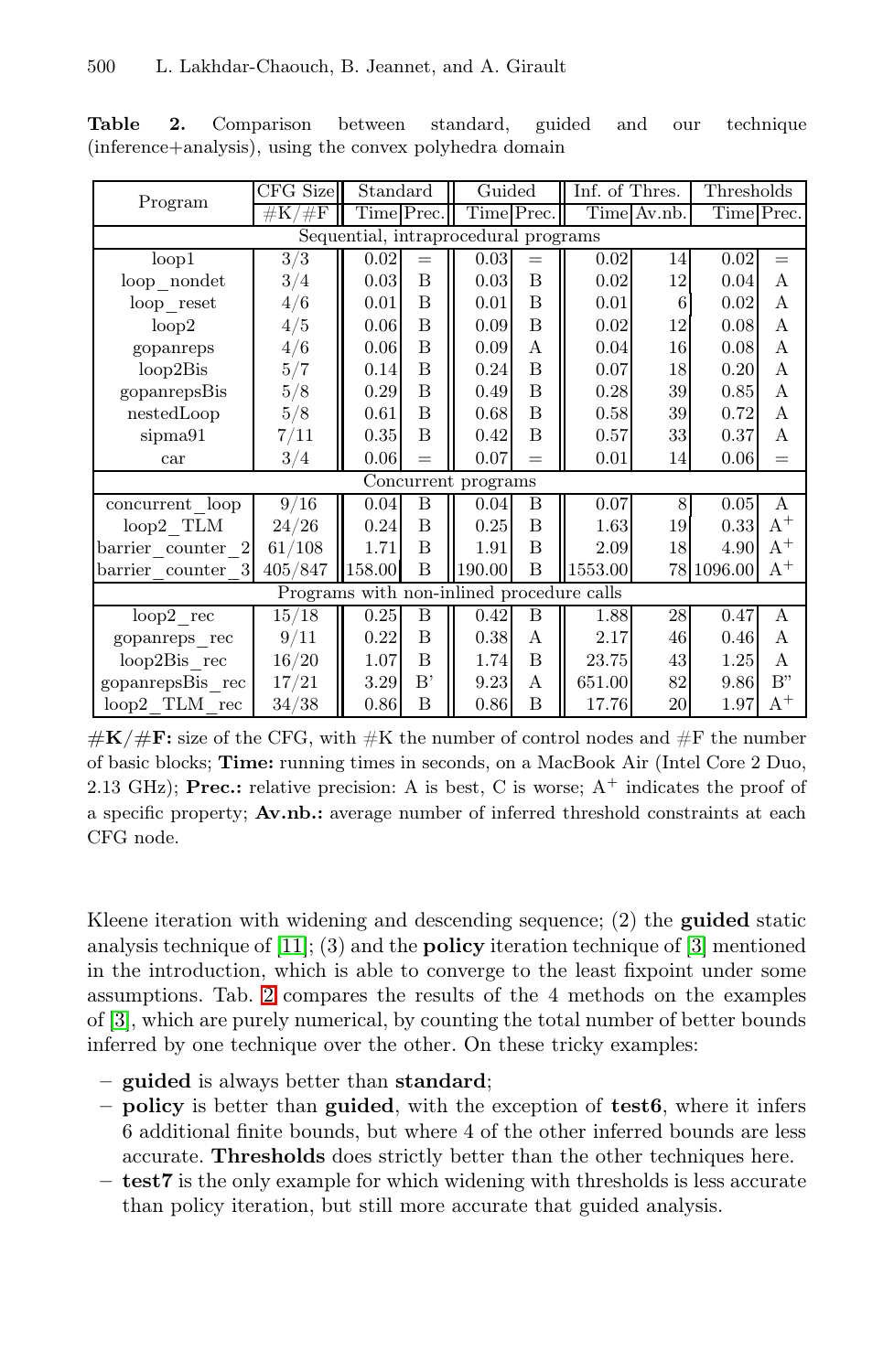**Table 2.** Comparison between standard, guided and our technique (inference+analysis), using the convex polyhedra domain

| Program | CFG Size | Standard | | Guided | | Inf. of Thres. | | Thresholds | |
|---|---|---|---|---|---|---|---|---|---|
| | #K/#F | Time | Prec. | Time | Prec. | Time | Av.nb. | Time | Prec. |
| *Sequential, intraprocedural programs* | | | | | | | | | |
| loop1 | 3/3 | 0.02 | = | 0.03 | = | 0.02 | 14 | 0.02 | = |
| loop_nondet | 3/4 | 0.03 | B | 0.03 | B | 0.02 | 12 | 0.04 | A |
| loop_reset | 4/6 | 0.01 | B | 0.01 | B | 0.01 | 6 | 0.02 | A |
| loop2 | 4/5 | 0.06 | B | 0.09 | B | 0.02 | 12 | 0.08 | A |
| gopanreps | 4/6 | 0.06 | B | 0.09 | A | 0.04 | 16 | 0.08 | A |
| loop2Bis | 5/7 | 0.14 | B | 0.24 | B | 0.07 | 18 | 0.20 | A |
| gopanrepsBis | 5/8 | 0.29 | B | 0.49 | B | 0.28 | 39 | 0.85 | A |
| nestedLoop | 5/8 | 0.61 | B | 0.68 | B | 0.58 | 39 | 0.72 | A |
| sipma91 | 7/11 | 0.35 | B | 0.42 | B | 0.57 | 33 | 0.37 | A |
| car | 3/4 | 0.06 | = | 0.07 | = | 0.01 | 14 | 0.06 | = |
| *Concurrent programs* | | | | | | | | | |
| concurrent_loop | 9/16 | 0.04 | B | 0.04 | B | 0.07 | 8 | 0.05 | A |
| loop2_TLM | 24/26 | 0.24 | B | 0.25 | B | 1.63 | 19 | 0.33 | $A^+$ |
| barrier_counter_2 | 61/108 | 1.71 | B | 1.91 | B | 2.09 | 18 | 4.90 | $A^+$ |
| barrier_counter_3 | 405/847 | 158.00 | B | 190.00 | B | 1553.00 | 78 | 1096.00 | $A^+$ |
| *Programs with non-inlined procedure calls* | | | | | | | | | |
| loop2_rec | 15/18 | 0.25 | B | 0.42 | B | 1.88 | 28 | 0.47 | A |
| gopanreps_rec | 9/11 | 0.22 | B | 0.38 | A | 2.17 | 46 | 0.46 | A |
| loop2Bis_rec | 16/20 | 1.07 | B | 1.74 | B | 23.75 | 43 | 1.25 | A |
| gopanrepsBis_rec | 17/21 | 3.29 | B' | 9.23 | A | 651.00 | 82 | 9.86 | B" |
| loop2_TLM_rec | 34/38 | 0.86 | B | 0.86 | B | 17.76 | 20 | 1.97 | $A^+$ |

**#K/#F:** size of the CFG, with #K the number of control nodes and #F the number of basic blocks; **Time:** running times in seconds, on a MacBook Air (Intel Core 2 Duo, 2.13 GHz); **Prec.:** relative precision: A is best, C is worse; $A^+$ indicates the proof of a specific property; **Av.nb.:** average number of inferred threshold constraints at each CFG node.

Kleene iteration with widening and descending sequence; (2) the **guided** static analysis technique of [11]; (3) and the **policy** iteration technique of [3] mentioned in the introduction, which is able to converge to the least fixpoint under some assumptions. Tab. 2 compares the results of the 4 methods on the examples of [3], which are purely numerical, by counting the total number of better bounds inferred by one technique over the other. On these tricky examples:

- **guided** is always better than **standard**;
- **policy** is better than **guided**, with the exception of **test6**, where it infers 6 additional finite bounds, but where 4 of the other inferred bounds are less accurate. **Thresholds** does strictly better than the other techniques here.
- **test7** is the only example for which widening with thresholds is less accurate than policy iteration, but still more accurate that guided analysis.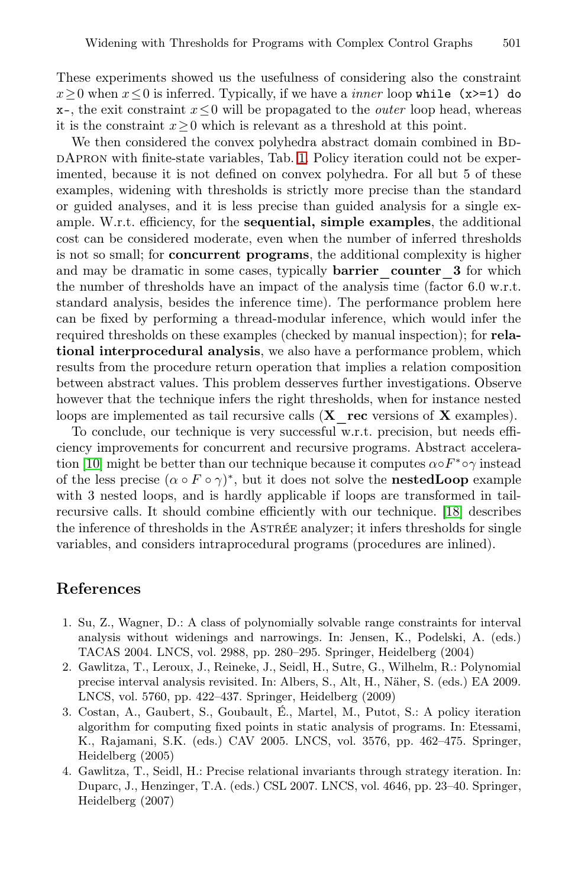These experiments showed us the usefulness of considering also the constraint $x \geq 0$ when $x \leq 0$ is inferred. Typically, if we have a *inner* loop `while (x>=1) do x-`, the exit constraint $x \leq 0$ will be propagated to the *outer* loop head, whereas it is the constraint $x \geq 0$ which is relevant as a threshold at this point.

We then considered the convex polyhedra abstract domain combined in BDDAPRON with finite-state variables, Tab. 1. Policy iteration could not be experimented, because it is not defined on convex polyhedra. For all but 5 of these examples, widening with thresholds is strictly more precise than the standard or guided analyses, and it is less precise than guided analysis for a single example. W.r.t. efficiency, for the **sequential, simple examples**, the additional cost can be considered moderate, even when the number of inferred thresholds is not so small; for **concurrent programs**, the additional complexity is higher and may be dramatic in some cases, typically **barrier_counter_3** for which the number of thresholds have an impact of the analysis time (factor 6.0 w.r.t. standard analysis, besides the inference time). The performance problem here can be fixed by performing a thread-modular inference, which would infer the required thresholds on these examples (checked by manual inspection); for **relational interprocedural analysis**, we also have a performance problem, which results from the procedure return operation that implies a relation composition between abstract values. This problem desserves further investigations. Observe however that the technique infers the right thresholds, when for instance nested loops are implemented as tail recursive calls (**X_rec** versions of **X** examples).

To conclude, our technique is very successful w.r.t. precision, but needs efficiency improvements for concurrent and recursive programs. Abstract acceleration [10] might be better than our technique because it computes $\alpha \circ F^* \circ \gamma$ instead of the less precise $(\alpha \circ F \circ \gamma)^*$, but it does not solve the **nestedLoop** example with 3 nested loops, and is hardly applicable if loops are transformed in tail-recursive calls. It should combine efficiently with our technique. [18] describes the inference of thresholds in the ASTRÉE analyzer; it infers thresholds for single variables, and considers intraprocedural programs (procedures are inlined).

## References

1. Su, Z., Wagner, D.: A class of polynomially solvable range constraints for interval analysis without widenings and narrowings. In: Jensen, K., Podelski, A. (eds.) TACAS 2004. LNCS, vol. 2988, pp. 280–295. Springer, Heidelberg (2004)
2. Gawlitza, T., Leroux, J., Reineke, J., Seidl, H., Sutre, G., Wilhelm, R.: Polynomial precise interval analysis revisited. In: Albers, S., Alt, H., Näher, S. (eds.) EA 2009. LNCS, vol. 5760, pp. 422–437. Springer, Heidelberg (2009)
3. Costan, A., Gaubert, S., Goubault, É., Martel, M., Putot, S.: A policy iteration algorithm for computing fixed points in static analysis of programs. In: Etessami, K., Rajamani, S.K. (eds.) CAV 2005. LNCS, vol. 3576, pp. 462–475. Springer, Heidelberg (2005)
4. Gawlitza, T., Seidl, H.: Precise relational invariants through strategy iteration. In: Duparc, J., Henzinger, T.A. (eds.) CSL 2007. LNCS, vol. 4646, pp. 23–40. Springer, Heidelberg (2007)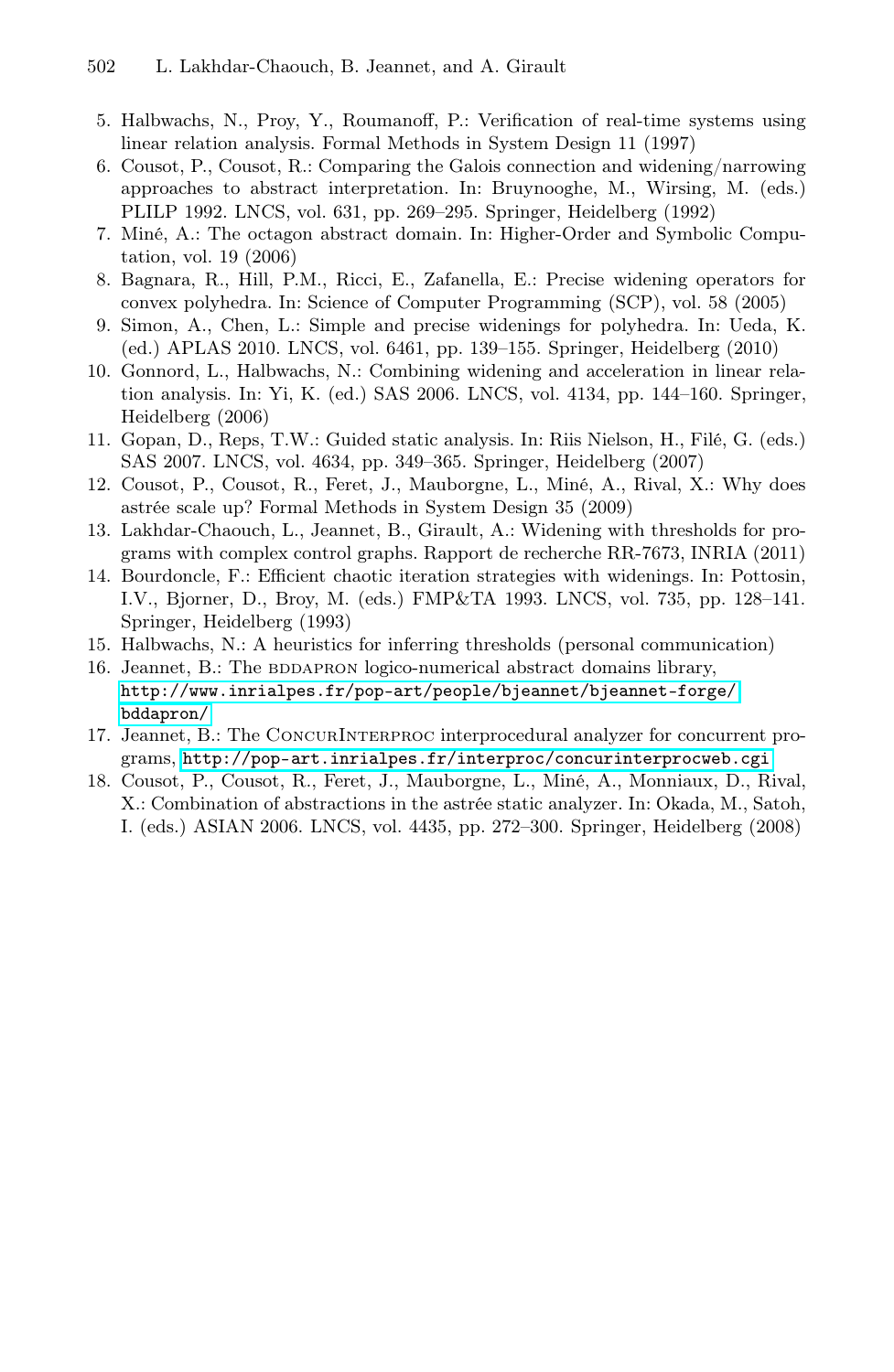5. Halbwachs, N., Proy, Y., Roumanoff, P.: Verification of real-time systems using linear relation analysis. Formal Methods in System Design 11 (1997)
6. Cousot, P., Cousot, R.: Comparing the Galois connection and widening/narrowing approaches to abstract interpretation. In: Bruynooghe, M., Wirsing, M. (eds.) PLILP 1992. LNCS, vol. 631, pp. 269–295. Springer, Heidelberg (1992)
7. Miné, A.: The octagon abstract domain. In: Higher-Order and Symbolic Computation, vol. 19 (2006)
8. Bagnara, R., Hill, P.M., Ricci, E., Zafanella, E.: Precise widening operators for convex polyhedra. In: Science of Computer Programming (SCP), vol. 58 (2005)
9. Simon, A., Chen, L.: Simple and precise widenings for polyhedra. In: Ueda, K. (ed.) APLAS 2010. LNCS, vol. 6461, pp. 139–155. Springer, Heidelberg (2010)
10. Gonnord, L., Halbwachs, N.: Combining widening and acceleration in linear relation analysis. In: Yi, K. (ed.) SAS 2006. LNCS, vol. 4134, pp. 144–160. Springer, Heidelberg (2006)
11. Gopan, D., Reps, T.W.: Guided static analysis. In: Riis Nielson, H., Filé, G. (eds.) SAS 2007. LNCS, vol. 4634, pp. 349–365. Springer, Heidelberg (2007)
12. Cousot, P., Cousot, R., Feret, J., Mauborgne, L., Miné, A., Rival, X.: Why does astrée scale up? Formal Methods in System Design 35 (2009)
13. Lakhdar-Chaouch, L., Jeannet, B., Girault, A.: Widening with thresholds for programs with complex control graphs. Rapport de recherche RR-7673, INRIA (2011)
14. Bourdoncle, F.: Efficient chaotic iteration strategies with widenings. In: Pottosin, I.V., Bjorner, D., Broy, M. (eds.) FMP&TA 1993. LNCS, vol. 735, pp. 128–141. Springer, Heidelberg (1993)
15. Halbwachs, N.: A heuristics for inferring thresholds (personal communication)
16. Jeannet, B.: The BDDAPRON logico-numerical abstract domains library, http://www.inrialpes.fr/pop-art/people/bjeannet/bjeannet-forge/bddapron/
17. Jeannet, B.: The CONCURINTERPROC interprocedural analyzer for concurrent programs, http://pop-art.inrialpes.fr/interproc/concurinterprocweb.cgi
18. Cousot, P., Cousot, R., Feret, J., Mauborgne, L., Miné, A., Monniaux, D., Rival, X.: Combination of abstractions in the astrée static analyzer. In: Okada, M., Satoh, I. (eds.) ASIAN 2006. LNCS, vol. 4435, pp. 272–300. Springer, Heidelberg (2008)